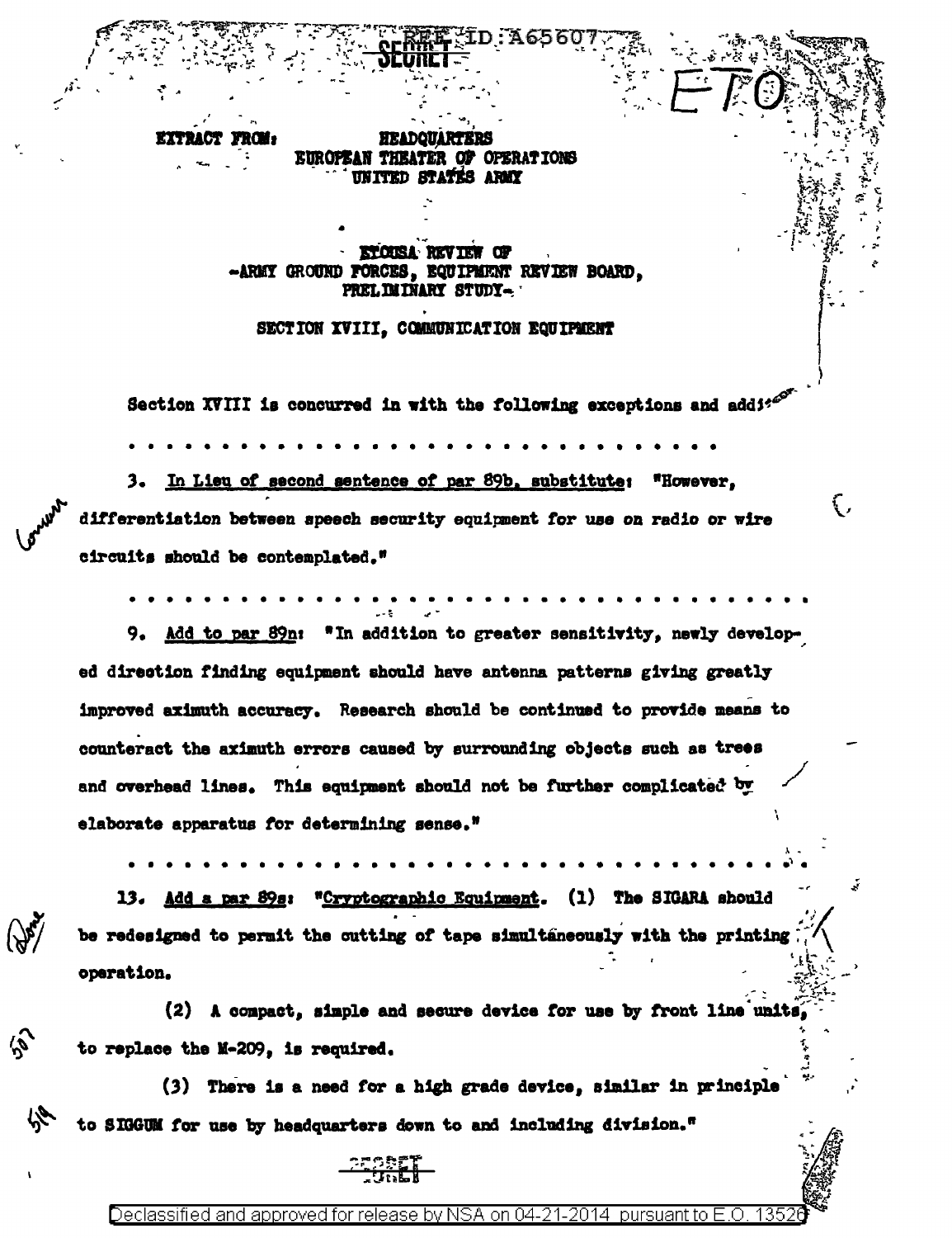REF ID:A65607

SECRET

ETO

EXTRACT FROM: HEADQUARTERS
EUROPEAN THEATER OF OPERATIONS
UNITED STATES ARMY

ETOUSA REVIEW OF
-ARMY GROUND FORCES, EQUIPMENT REVIEW BOARD,
PRELIMINARY STUDY-

SECTION XVIII, COMMUNICATION EQUIPMENT

Section XVIII is concurred in with the following exceptions and additions:

. . . . . . . . . . . . . . . . . . . . . . . . . . . . . .

3. In Lieu of second sentence of par 89b, substitute: "However, differentiation between speech security equipment for use on radio or wire circuits should be contemplated."

. . . . . . . . . . . . . . . . . . . . . . . . . . . . . . . . . . . .

9. Add to par 89n: "In addition to greater sensitivity, newly developed direction finding equipment should have antenna patterns giving greatly improved azimuth accuracy. Research should be continued to provide means to counteract the azimuth errors caused by surrounding objects such as trees and overhead lines. This equipment should not be further complicated by elaborate apparatus for determining sense."

. . . . . . . . . . . . . . . . . . . . . . . . . . . . . . . . . . . .

13. Add a par 89s: "Cryptographic Equipment. (1) The SIGABA should be redesigned to permit the cutting of tape simultaneously with the printing operation.

(2) A compact, simple and secure device for use by front line units, to replace the M-209, is required.

(3) There is a need for a high grade device, similar in principle to SIGGUM for use by headquarters down to and including division."

SECRET

Declassified and approved for release by NSA on 04-21-2014 pursuant to E.O. 13526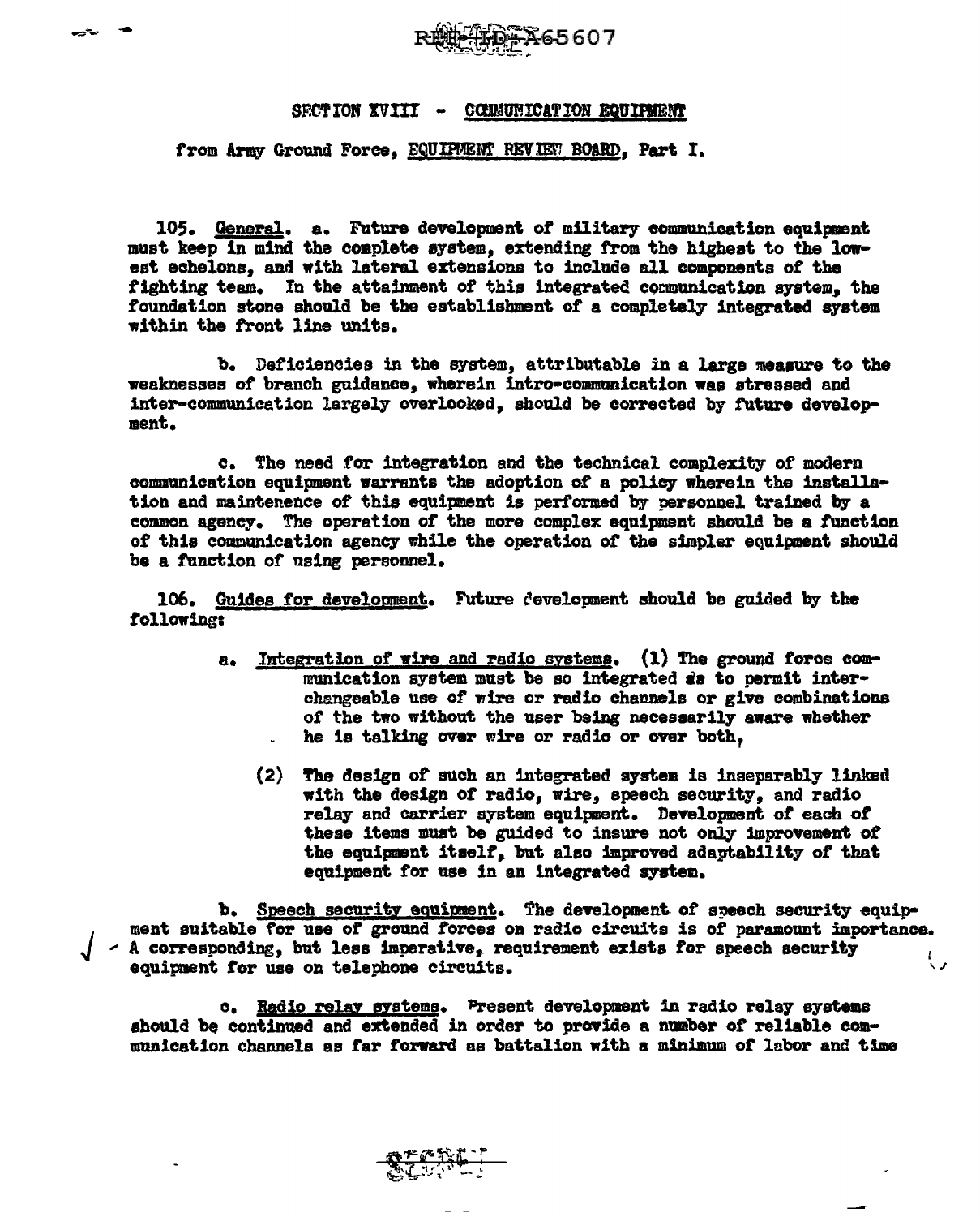## SECTION XVIII - COMMUNICATION EQUIPMENT

from Army Ground Force, EQUIPMENT REVIEW BOARD, Part I.

105. General. a. Future development of military communication equipment must keep in mind the complete system, extending from the highest to the lowest echelons, and with lateral extensions to include all components of the fighting team. In the attainment of this integrated communication system, the foundation stone should be the establishment of a completely integrated system within the front line units.

b. Deficiencies in the system, attributable in a large measure to the weaknesses of branch guidance, wherein intro-communication was stressed and inter-communication largely overlooked, should be corrected by future development.

c. The need for integration and the technical complexity of modern communication equipment warrants the adoption of a policy wherein the installation and maintenence of this equipment is performed by personnel trained by a common agency. The operation of the more complex equipment should be a function of this communication agency while the operation of the simpler equipment should be a function of using personnel.

106. Guides for development. Future development should be guided by the following:

a. Integration of wire and radio systems. (1) The ground force communication system must be so integrated as to permit interchangeable use of wire or radio channels or give combinations of the two without the user being necessarily aware whether he is talking over wire or radio or over both,

(2) The design of such an integrated system is inseparably linked with the design of radio, wire, speech security, and radio relay and carrier system equipment. Development of each of these items must be guided to insure not only improvement of the equipment itself, but also improved adaptability of that equipment for use in an integrated system.

b. Speech security equipment. The development of speech security equipment suitable for use of ground forces on radio circuits is of paramount importance. A corresponding, but less imperative, requirement exists for speech security equipment for use on telephone circuits.

c. Radio relay systems. Present development in radio relay systems should be continued and extended in order to provide a number of reliable communication channels as far forward as battalion with a minimum of labor and time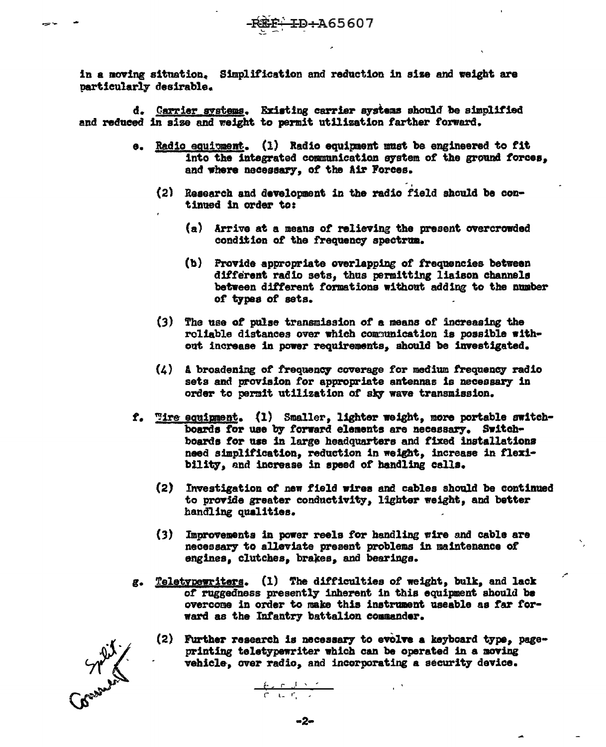in a moving situation. Simplification and reduction in size and weight are particularly desirable.

d. Carrier systems. Existing carrier systems should be simplified and reduced in size and weight to permit utilization farther forward.

e. Radio equipment. (1) Radio equipment must be engineered to fit into the integrated communication system of the ground forces, and where necessary, of the Air Forces.

(2) Research and development in the radio field should be continued in order to:

(a) Arrive at a means of relieving the present overcrowded condition of the frequency spectrum.

(b) Provide appropriate overlapping of frequencies between different radio sets, thus permitting liaison channels between different formations without adding to the number of types of sets.

(3) The use of pulse transmission of a means of increasing the reliable distances over which communication is possible without increase in power requirements, should be investigated.

(4) A broadening of frequency coverage for medium frequency radio sets and provision for appropriate antennas is necessary in order to permit utilization of sky wave transmission.

f. Wire equipment. (1) Smaller, lighter weight, more portable switchboards for use by forward elements are necessary. Switchboards for use in large headquarters and fixed installations need simplification, reduction in weight, increase in flexibility, and increase in speed of handling calls.

(2) Investigation of new field wires and cables should be continued to provide greater conductivity, lighter weight, and better handling qualities.

(3) Improvements in power reels for handling wire and cable are necessary to alleviate present problems in maintenance of engines, clutches, brakes, and bearings.

g. Teletypewriters. (1) The difficulties of weight, bulk, and lack of ruggedness presently inherent in this equipment should be overcome in order to make this instrument useable as far forward as the Infantry battalion commander.

(2) Further research is necessary to evolve a keyboard type, page-printing teletypewriter which can be operated in a moving vehicle, over radio, and incorporating a security device.

Split Comment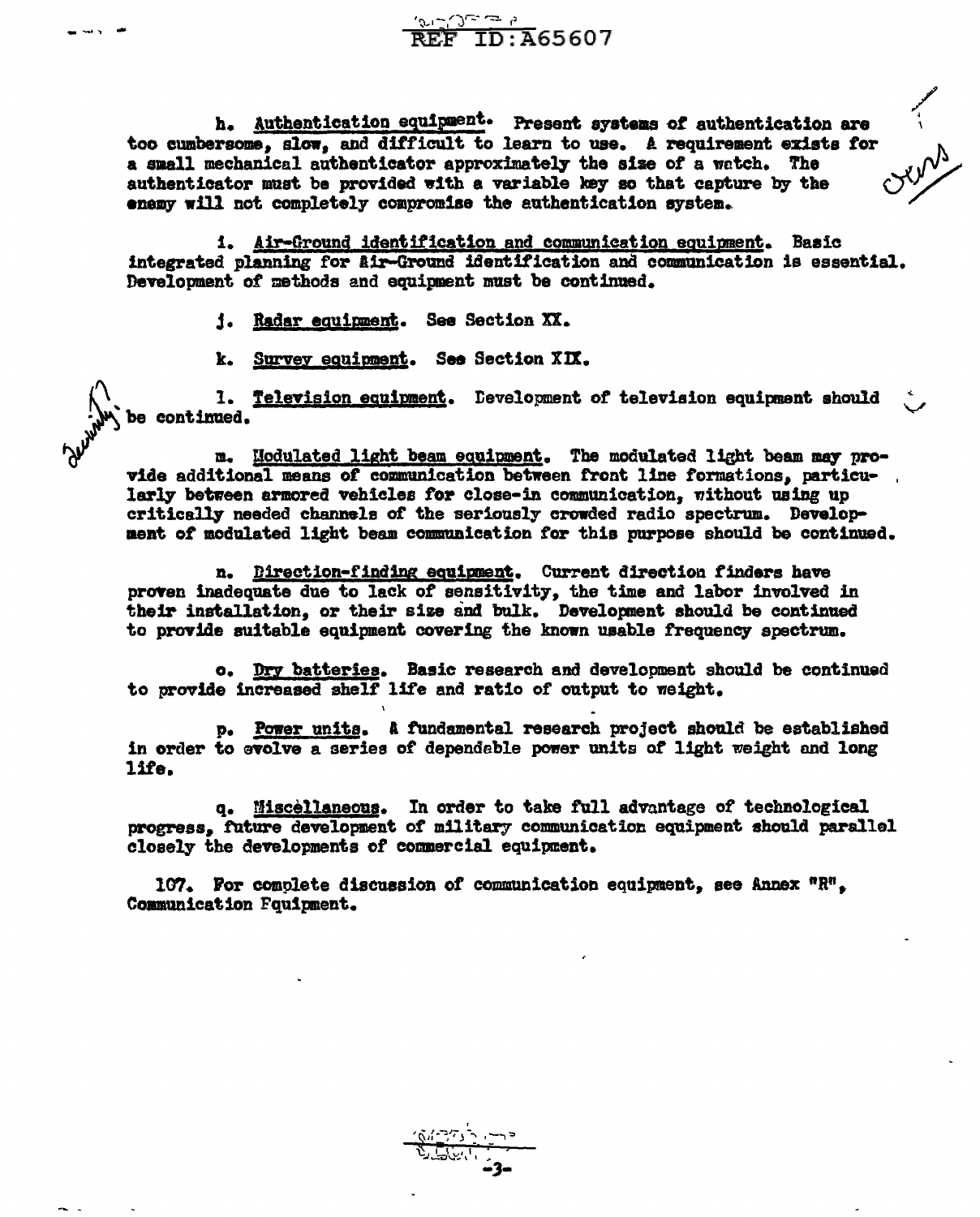h. Authentication equipment. Present systems of authentication are too cumbersome, slow, and difficult to learn to use. A requirement exists for a small mechanical authenticator approximately the size of a watch. The authenticator must be provided with a variable key so that capture by the enemy will not completely compromise the authentication system.

i. Air-Ground identification and communication equipment. Basic integrated planning for Air-Ground identification and communication is essential. Development of methods and equipment must be continued.

j. Radar equipment. See Section XX.

k. Survey equipment. See Section XIX.

l. Television equipment. Development of television equipment should be continued.

m. Modulated light beam equipment. The modulated light beam may provide additional means of communication between front line formations, particularly between armored vehicles for close-in communication, without using up critically needed channels of the seriously crowded radio spectrum. Development of modulated light beam communication for this purpose should be continued.

n. Direction-finding equipment. Current direction finders have proven inadequate due to lack of sensitivity, the time and labor involved in their installation, or their size and bulk. Development should be continued to provide suitable equipment covering the known usable frequency spectrum.

o. Dry batteries. Basic research and development should be continued to provide increased shelf life and ratio of output to weight.

p. Power units. A fundamental research project should be established in order to evolve a series of dependable power units of light weight and long life.

q. Miscellaneous. In order to take full advantage of technological progress, future development of military communication equipment should parallel closely the developments of commercial equipment.

107. For complete discussion of communication equipment, see Annex "R", Communication Equipment.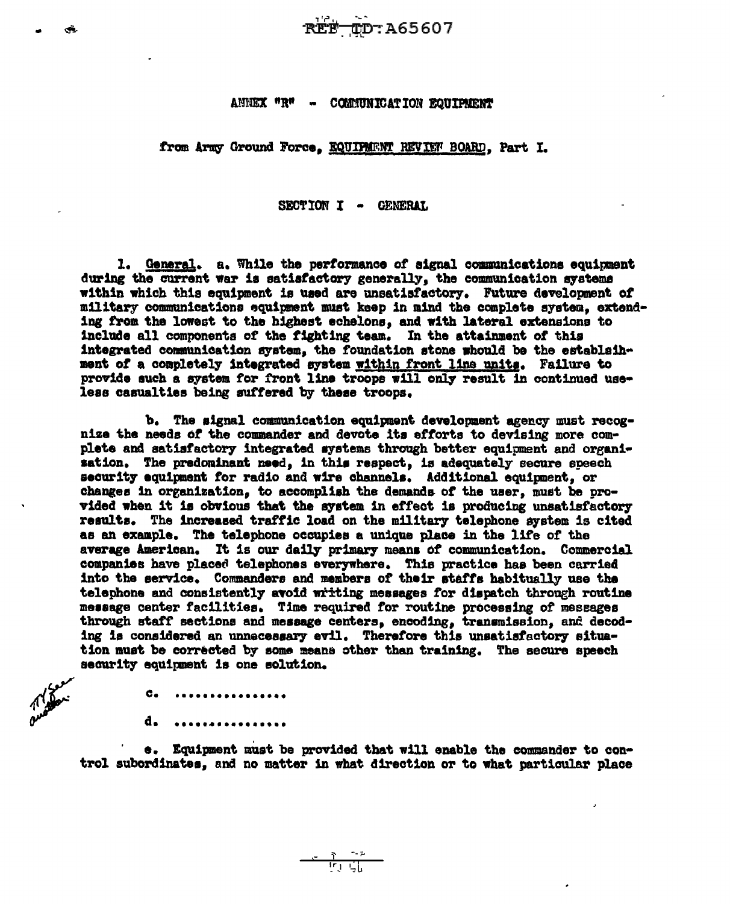REF ID:A65607

ANNEX "R" - COMMUNICATION EQUIPMENT

from Army Ground Force, EQUIPMENT REVIEW BOARD, Part I.

SECTION I - GENERAL

1. General. a. While the performance of signal communications equipment during the current war is satisfactory generally, the communication systems within which this equipment is used are unsatisfactory. Future development of military communications equipment must keep in mind the complete system, extending from the lowest to the highest echelons, and with lateral extensions to include all components of the fighting team. In the attainment of this integrated communication system, the foundation stone whould be the establsihment of a completely integrated system within front line units. Failure to provide such a system for front line troops will only result in continued useless casualties being suffered by these troops.

b. The signal communication equipment development agency must recognize the needs of the commander and devote its efforts to devising more complete and satisfactory integrated systems through better equipment and organisation. The predominant need, in this respect, is adequately secure speech security equipment for radio and wire channels. Additional equipment, or changes in organization, to accomplish the demands of the user, must be provided when it is obvious that the system in effect is producing unsatisfactory results. The increased traffic load on the military telephone system is cited as an example. The telephone occupies a unique place in the life of the average American. It is our daily primary means of communication. Commercial companies have placed telephones everywhere. This practice has been carried into the service. Commanders and members of their staffs habitually use the telephone and consistently avoid writing messages for dispatch through routine message center facilities. Time required for routine processing of messages through staff sections and message centers, encoding, transmission, and decoding is considered an unnecessary evil. Therefore this unsatisfactory situation must be corrected by some means other than training. The secure speech security equipment is one solution.

c. ...............

d. ...............

e. Equipment must be provided that will enable the commander to control subordinates, and no matter in what direction or to what particular place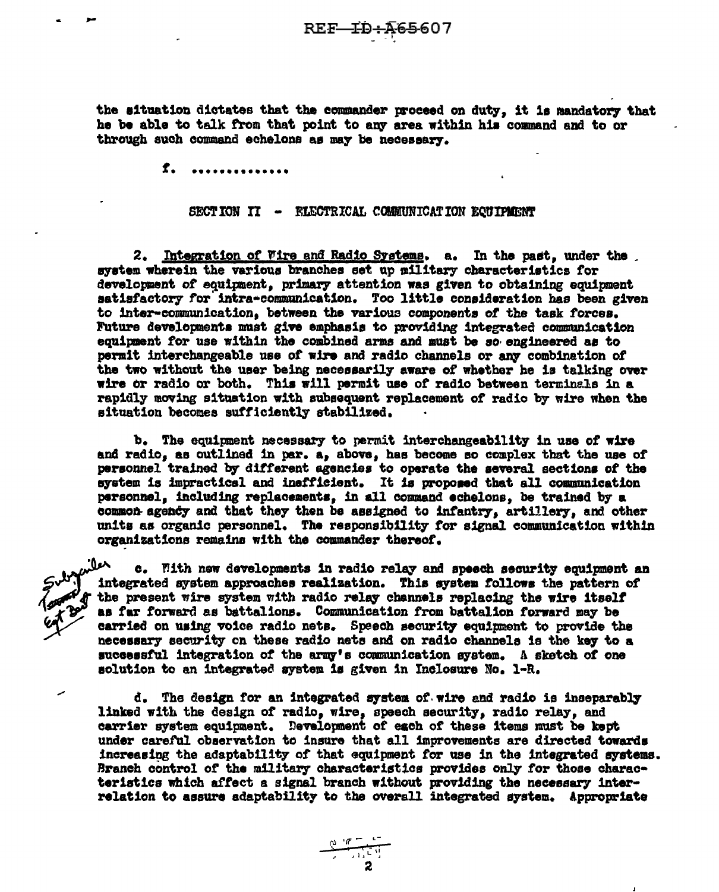the situation dictates that the commander proceed on duty, it is mandatory that he be able to talk from that point to any area within his command and to or through such command echelons as may be necessary.

f. ..............

## SECTION II - ELECTRICAL COMMUNICATION EQUIPMENT

2. Integration of Wire and Radio Systems. a. In the past, under the system wherein the various branches set up military characteristics for development of equipment, primary attention was given to obtaining equipment satisfactory for intra-communication. Too little consideration has been given to inter-communication, between the various components of the task forces. Future developments must give emphasis to providing integrated communication equipment for use within the combined arms and must be so engineered as to permit interchangeable use of wire and radio channels or any combination of the two without the user being necessarily aware of whether he is talking over wire or radio or both. This will permit use of radio between terminals in a rapidly moving situation with subsequent replacement of radio by wire when the situation becomes sufficiently stabilized.

b. The equipment necessary to permit interchangeability in use of wire and radio, as outlined in par. a, above, has become so complex that the use of personnel trained by different agencies to operate the several sections of the system is impractical and inefficient. It is proposed that all communication personnel, including replacements, in all command echelons, be trained by a common agency and that they then be assigned to infantry, artillery, and other units as organic personnel. The responsibility for signal communication within organizations remains with the commander thereof.

c. With new developments in radio relay and speech security equipment an integrated system approaches realization. This system follows the pattern of the present wire system with radio relay channels replacing the wire itself as far forward as battalions. Communication from battalion forward may be carried on using voice radio nets. Speech security equipment to provide the necessary security on these radio nets and on radio channels is the key to a successful integration of the army's communication system. A sketch of one solution to an integrated system is given in Inclosure No. 1-R.

d. The design for an integrated system of wire and radio is inseparably linked with the design of radio, wire, speech security, radio relay, and carrier system equipment. Development of each of these items must be kept under careful observation to insure that all improvements are directed towards increasing the adaptability of that equipment for use in the integrated systems. Branch control of the military characteristics provides only for those characteristics which affect a signal branch without providing the necessary interrelation to assure adaptability to the overall integrated system. Appropriate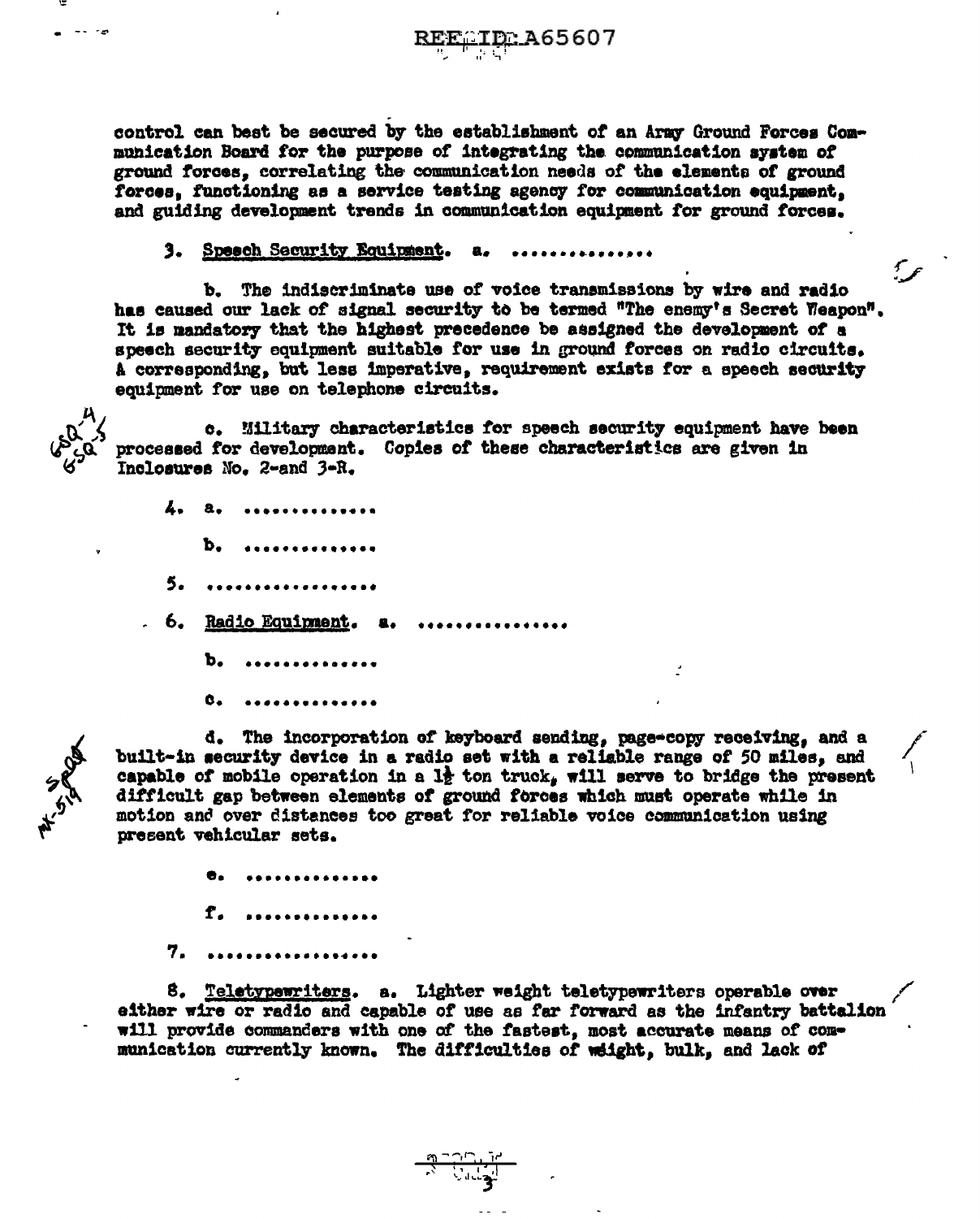control can best be secured by the establishment of an Army Ground Forces Communication Board for the purpose of integrating the communication system of ground forces, correlating the communication needs of the elements of ground forces, functioning as a service testing agency for communication equipment, and guiding development trends in communication equipment for ground forces.

3. Speech Security Equipment. a. ...............

b. The indiscriminate use of voice transmissions by wire and radio has caused our lack of signal security to be termed "The enemy's Secret Weapon". It is mandatory that the highest precedence be assigned the development of a speech security equipment suitable for use in ground forces on radio circuits. A corresponding, but less imperative, requirement exists for a speech security equipment for use on telephone circuits.

c. Military characteristics for speech security equipment have been processed for development. Copies of these characteristics are given in Inclosures No. 2-and 3-R.

4. a. .............

b. .............

5. ................

6. Radio Equipment. a. ...............

b. .............

c. .............

d. The incorporation of keyboard sending, page-copy receiving, and a built-in security device in a radio set with a reliable range of 50 miles, and capable of mobile operation in a 1½ ton truck, will serve to bridge the present difficult gap between elements of ground forces which must operate while in motion and over distances too great for reliable voice communication using present vehicular sets.

e. .............

f. .............

7. ................

8. Teletypewriters. a. Lighter weight teletypewriters operable over either wire or radio and capable of use as far forward as the infantry battalion will provide commanders with one of the fastest, most accurate means of communication currently known. The difficulties of weight, bulk, and lack of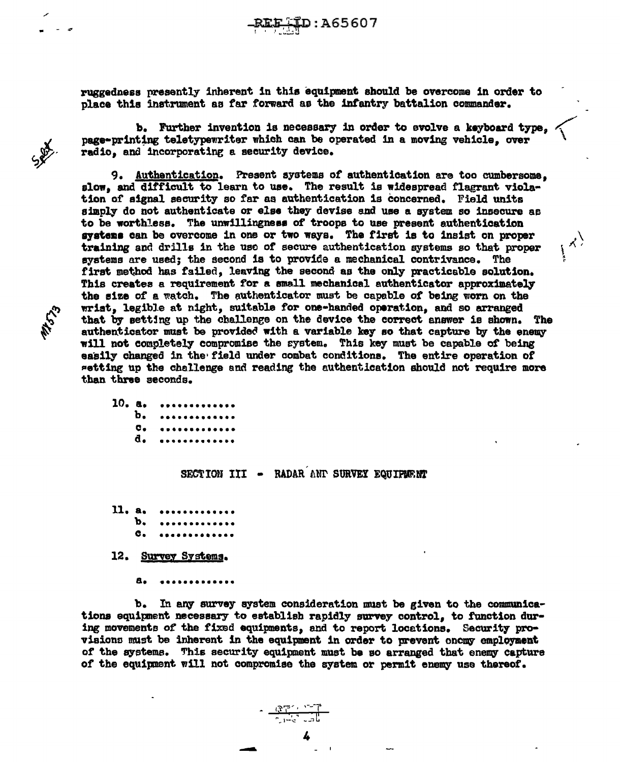ruggedness presently inherent in this equipment should be overcome in order to place this instrument as far forward as the infantry battalion commander.

b. Further invention is necessary in order to evolve a keyboard type, page-printing teletypewriter which can be operated in a moving vehicle, over radio, and incorporating a security device.

9. Authentication. Present systems of authentication are too cumbersome, slow, and difficult to learn to use. The result is widespread flagrant violation of signal security so far as authentication is concerned. Field units simply do not authenticate or else they devise and use a system so insecure as to be worthless. The unwillingness of troops to use present authentication systems can be overcome in one or two ways. The first is to insist on proper training and drills in the use of secure authentication systems so that proper systems are used; the second is to provide a mechanical contrivance. The first method has failed, leaving the second as the only practicable solution. This creates a requirement for a small mechanical authenticator approximately the size of a watch. The authenticator must be capable of being worn on the wrist, legible at night, suitable for one-handed operation, and so arranged that by setting up the challenge on the device the correct answer is shown. The authenticator must be provided with a variable key so that capture by the enemy will not completely compromise the system. This key must be capable of being easily changed in the field under combat conditions. The entire operation of setting up the challenge and reading the authentication should not require more than three seconds.

10. a. ............
b. ............
c. ............
d. ............

## SECTION III - RADAR AND SURVEY EQUIPMENT

11. a. ............
b. ............
c. ............

12. Survey Systems.

a. ............

b. In any survey system consideration must be given to the communications equipment necessary to establish rapidly survey control, to function during movements of the fixed equipments, and to report locations. Security provisions must be inherent in the equipment in order to prevent enemy employment of the systems. This security equipment must be so arranged that enemy capture of the equipment will not compromise the system or permit enemy use thereof.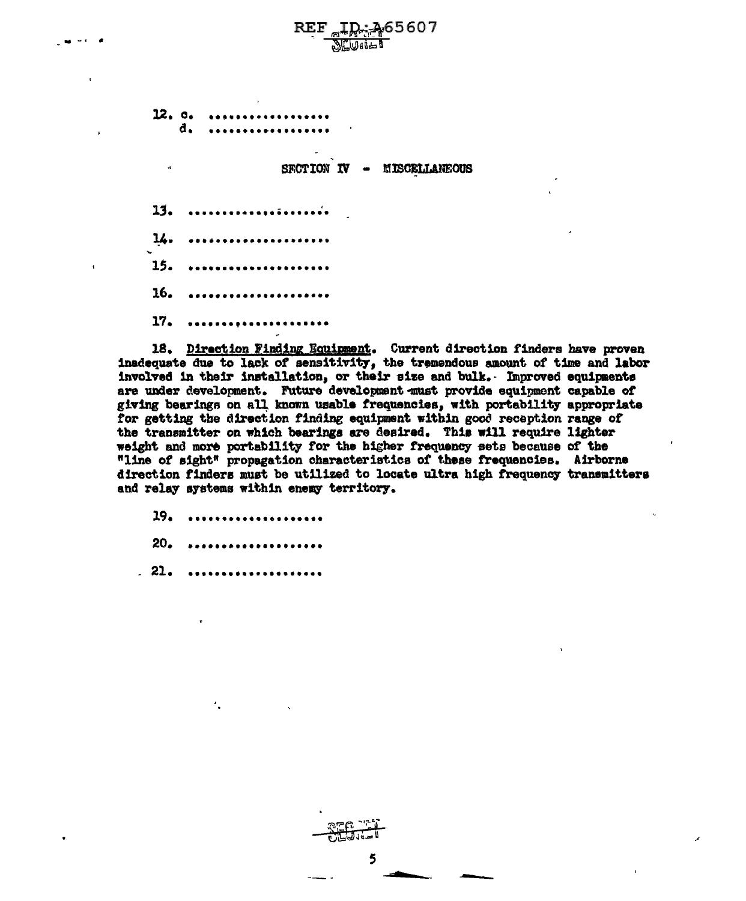12. c. ..................

d. ..................

## SECTION IV - MISCELLANEOUS

13. ..................

14. ..................

15. ..................

16. ..................

17. ..................

18. Direction Finding Equipment. Current direction finders have proven inadequate due to lack of sensitivity, the tremendous amount of time and labor involved in their installation, or their size and bulk. Improved equipments are under development. Future development must provide equipment capable of giving bearings on all known usable frequencies, with portability appropriate for getting the direction finding equipment within good reception range of the transmitter on which bearings are desired. This will require lighter weight and more portability for the higher frequency sets because of the "line of sight" propagation characteristics of these frequencies. Airborne direction finders must be utilized to locate ultra high frequency transmitters and relay systems within enemy territory.

19. ..................

20. ..................

21. ..................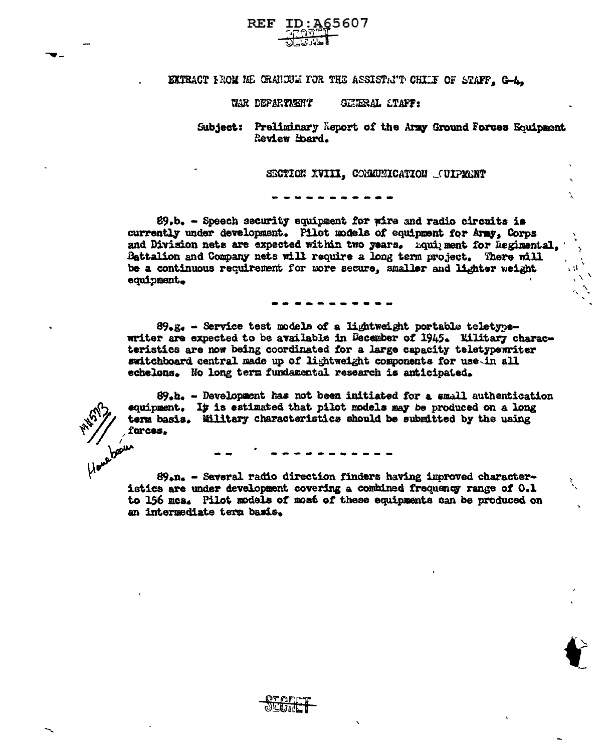REF ID:A65607

SECRET

EXTRACT FROM MEMORANDUM FOR THE ASSISTANT CHIEF OF STAFF, G-4,

WAR DEPARTMENT GENERAL STAFF:

Subject: Preliminary Report of the Army Ground Forces Equipment Review Board.

SECTION XVIII, COMMUNICATION EQUIPMENT

- - - - - - - - - - -

89.b. - Speech security equipment for wire and radio circuits is currently under development. Pilot models of equipment for Army, Corps and Division nets are expected within two years. Equipment for Regimental, Battalion and Company nets will require a long term project. There will be a continuous requirement for more secure, smaller and lighter weight equipment.

- - - - - - - - - - -

89.g. - Service test models of a lightweight portable teletypewriter are expected to be available in December of 1945. Military characteristics are now being coordinated for a large capacity teletypewriter switchboard central made up of lightweight components for use in all echelons. No long term fundamental research is anticipated.

89.h. - Development has not been initiated for a small authentication equipment. It is estimated that pilot models may be produced on a long term basis. Military characteristics should be submitted by the using forces.

- - - - - - - - - - -

89.n. - Several radio direction finders having improved characteristics are under development covering a combined frequency range of 0.1 to 156 mcs. Pilot models of most of these equipments can be produced on an intermediate term basis.

SECRET